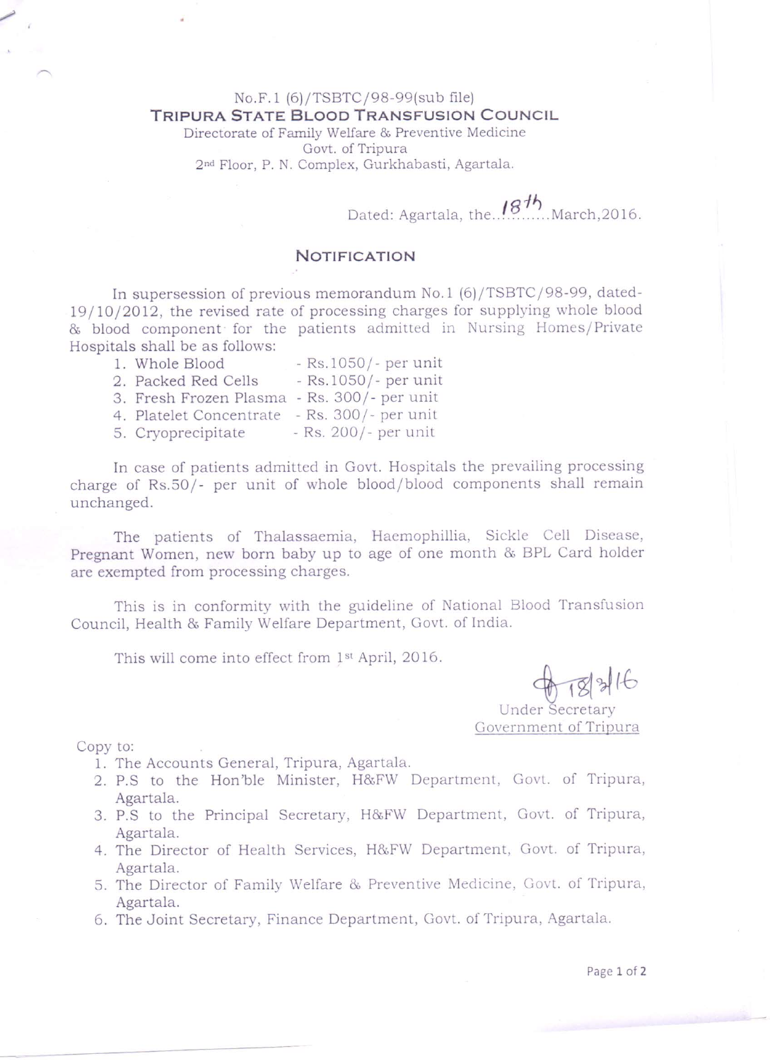No.F.1 (6)/TSBTC/98-99(sub file)

**TRIPURA STATE BLOOD TRANSFUSION COUNCIL**

Directorate of Family Welfare & Preventive Medicine

Govt. of Tripura

2nd Floor, P. N. Complex, Gurkhabasti, Agartala.

Dated: Agartala, the 18th March, 2016.

## NOTIFICATION

In supersession of previous memorandum No.1 (6)/TSBTC/98-99, dated- 19/10/2012, the revised rate of processing charges for supplying whole blood & blood component for the patients admitted in Nursing Homes/Private Hospitals shall be as follows:

1. Whole Blood - Rs.1050/- per unit
2. Packed Red Cells - Rs.1050/- per unit
3. Fresh Frozen Plasma - Rs. 300/- per unit
4. Platelet Concentrate - Rs. 300/- per unit
5. Cryoprecipitate - Rs. 200/- per unit

In case of patients admitted in Govt. Hospitals the prevailing processing charge of Rs.50/- per unit of whole blood/blood components shall remain unchanged.

The patients of Thalassaemia, Haemophillia, Sickle Cell Disease, Pregnant Women, new born baby up to age of one month & BPL Card holder are exempted from processing charges.

This is in conformity with the guideline of National Blood Transfusion Council, Health & Family Welfare Department, Govt. of India.

This will come into effect from 1st April, 2016.

18/3/16

Under Secretary

Government of Tripura

Copy to:

1. The Accounts General, Tripura, Agartala.
2. P.S to the Hon'ble Minister, H&FW Department, Govt. of Tripura, Agartala.
3. P.S to the Principal Secretary, H&FW Department, Govt. of Tripura, Agartala.
4. The Director of Health Services, H&FW Department, Govt. of Tripura, Agartala.
5. The Director of Family Welfare & Preventive Medicine, Govt. of Tripura, Agartala.
6. The Joint Secretary, Finance Department, Govt. of Tripura, Agartala.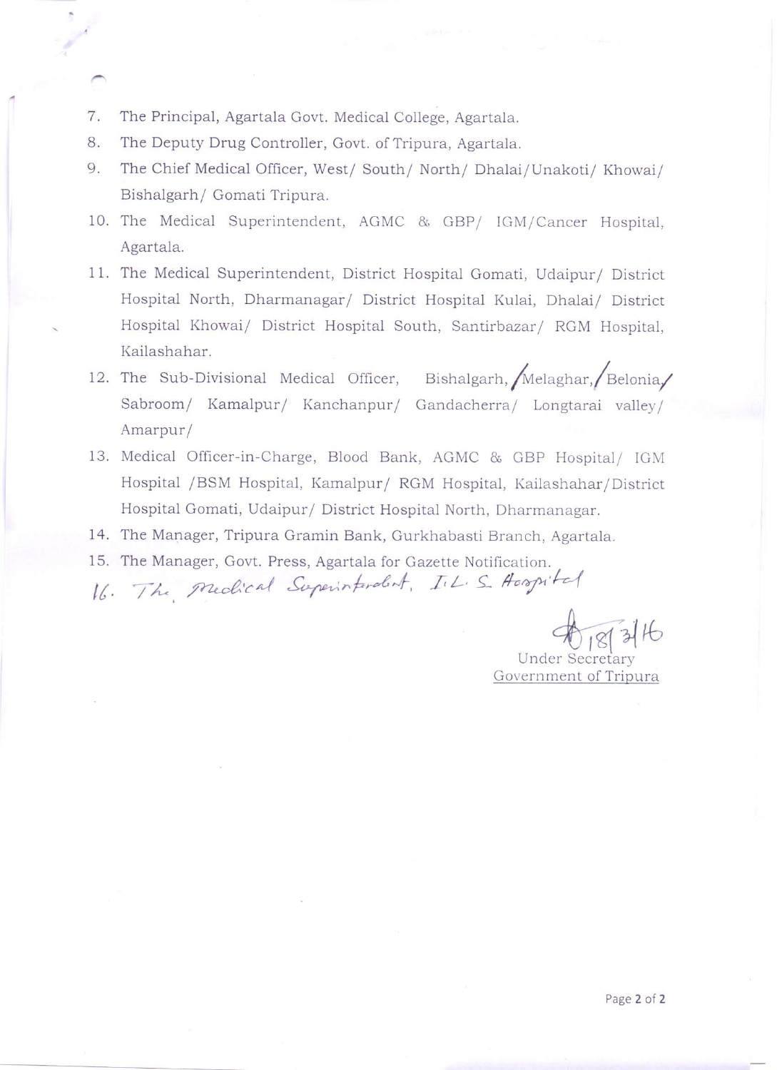7. The Principal, Agartala Govt. Medical College, Agartala.
8. The Deputy Drug Controller, Govt. of Tripura, Agartala.
9. The Chief Medical Officer, West/ South/ North/ Dhalai/Unakoti/ Khowai/ Bishalgarh/ Gomati Tripura.
10. The Medical Superintendent, AGMC & GBP/ IGM/Cancer Hospital, Agartala.
11. The Medical Superintendent, District Hospital Gomati, Udaipur/ District Hospital North, Dharmanagar/ District Hospital Kulai, Dhalai/ District Hospital Khowai/ District Hospital South, Santirbazar/ RGM Hospital, Kailashahar.
12. The Sub-Divisional Medical Officer, Bishalgarh, /Melaghar, /Belonia/ Sabroom/ Kamalpur/ Kanchanpur/ Gandacherra/ Longtarai valley/ Amarpur/
13. Medical Officer-in-Charge, Blood Bank, AGMC & GBP Hospital/ IGM Hospital /BSM Hospital, Kamalpur/ RGM Hospital, Kailashahar/District Hospital Gomati, Udaipur/ District Hospital North, Dharmanagar.
14. The Manager, Tripura Gramin Bank, Gurkhabasti Branch, Agartala.
15. The Manager, Govt. Press, Agartala for Gazette Notification.
16. The Medical Superintendent, I.L.S. Hospital

18/3/16

Under Secretary
Government of Tripura